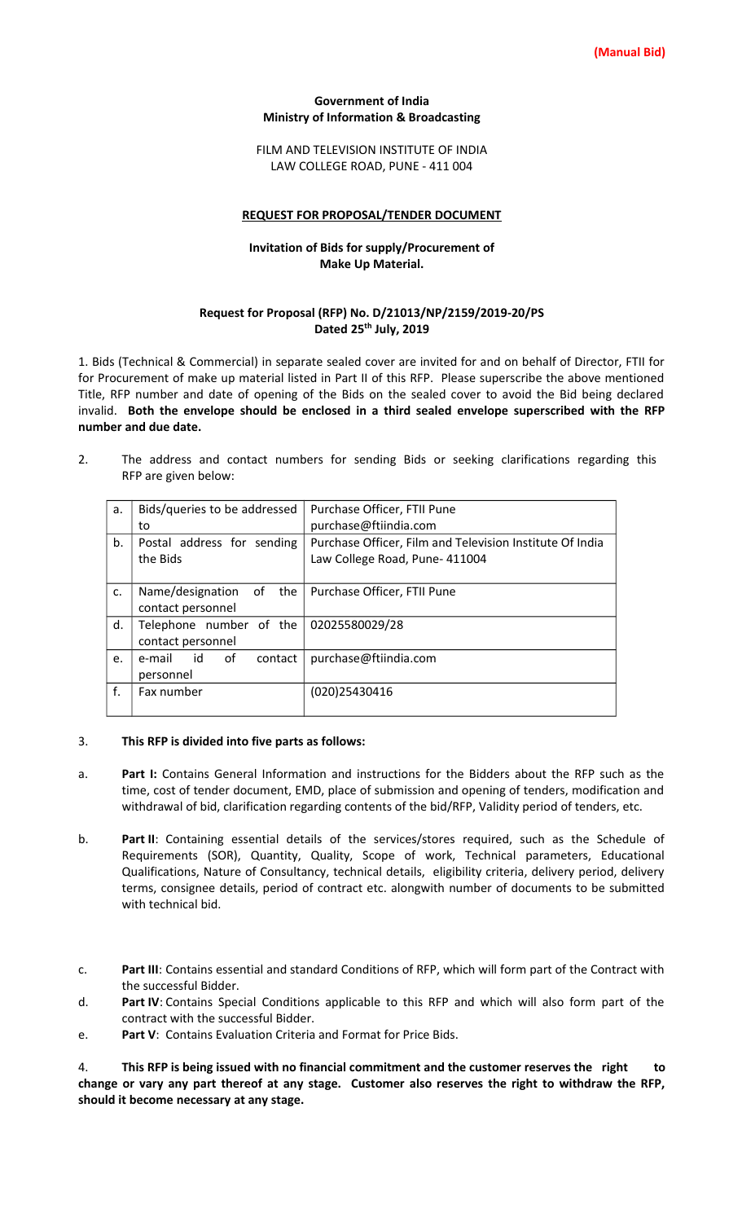**(Manual Bid)**

**Government of India**
**Ministry of Information & Broadcasting**

FILM AND TELEVISION INSTITUTE OF INDIA
LAW COLLEGE ROAD, PUNE - 411 004

**REQUEST FOR PROPOSAL/TENDER DOCUMENT**

**Invitation of Bids for supply/Procurement of Make Up Material.**

**Request for Proposal (RFP) No. D/21013/NP/2159/2019-20/PS**
**Dated 25th July, 2019**

1. Bids (Technical & Commercial) in separate sealed cover are invited for and on behalf of Director, FTII for for Procurement of make up material listed in Part II of this RFP. Please superscribe the above mentioned Title, RFP number and date of opening of the Bids on the sealed cover to avoid the Bid being declared invalid. **Both the envelope should be enclosed in a third sealed envelope superscribed with the RFP number and due date.**

2. The address and contact numbers for sending Bids or seeking clarifications regarding this RFP are given below:

| a. | Bids/queries to be addressed to | Purchase Officer, FTII Pune purchase@ftiindia.com |
|---|---|---|
| b. | Postal address for sending the Bids | Purchase Officer, Film and Television Institute Of India Law College Road, Pune- 411004 |
| c. | Name/designation of the contact personnel | Purchase Officer, FTII Pune |
| d. | Telephone number of the contact personnel | 02025580029/28 |
| e. | e-mail id of contact personnel | purchase@ftiindia.com |
| f. | Fax number | (020)25430416 |

3. **This RFP is divided into five parts as follows:**

a. **Part I:** Contains General Information and instructions for the Bidders about the RFP such as the time, cost of tender document, EMD, place of submission and opening of tenders, modification and withdrawal of bid, clarification regarding contents of the bid/RFP, Validity period of tenders, etc.

b. **Part II**: Containing essential details of the services/stores required, such as the Schedule of Requirements (SOR), Quantity, Quality, Scope of work, Technical parameters, Educational Qualifications, Nature of Consultancy, technical details, eligibility criteria, delivery period, delivery terms, consignee details, period of contract etc. alongwith number of documents to be submitted with technical bid.

c. **Part III**: Contains essential and standard Conditions of RFP, which will form part of the Contract with the successful Bidder.

d. **Part IV**: Contains Special Conditions applicable to this RFP and which will also form part of the contract with the successful Bidder.

e. **Part V**: Contains Evaluation Criteria and Format for Price Bids.

4. **This RFP is being issued with no financial commitment and the customer reserves the right to change or vary any part thereof at any stage. Customer also reserves the right to withdraw the RFP, should it become necessary at any stage.**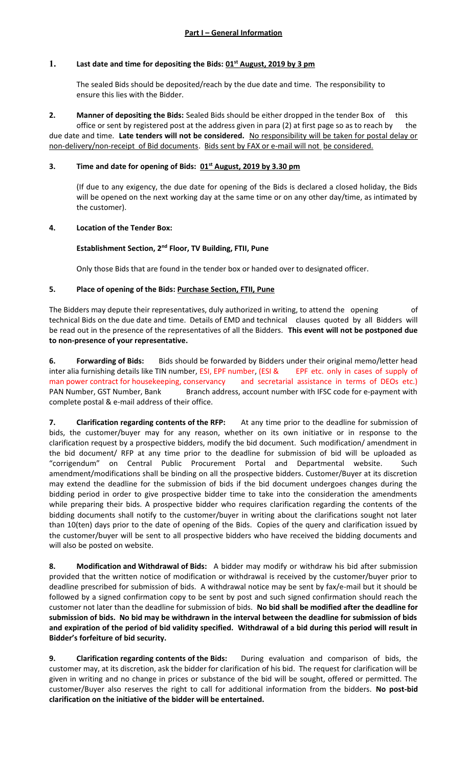## **Part I – General Information**

**1. Last date and time for depositing the Bids: 01st August, 2019 by 3 pm**

The sealed Bids should be deposited/reach by the due date and time. The responsibility to ensure this lies with the Bidder.

**2. Manner of depositing the Bids:** Sealed Bids should be either dropped in the tender Box of this office or sent by registered post at the address given in para (2) at first page so as to reach by the due date and time. **Late tenders will not be considered.** No responsibility will be taken for postal delay or non-delivery/non-receipt of Bid documents. Bids sent by FAX or e-mail will not be considered.

**3. Time and date for opening of Bids: 01st August, 2019 by 3.30 pm**

(If due to any exigency, the due date for opening of the Bids is declared a closed holiday, the Bids will be opened on the next working day at the same time or on any other day/time, as intimated by the customer).

**4. Location of the Tender Box:**

**Establishment Section, 2nd Floor, TV Building, FTII, Pune**

Only those Bids that are found in the tender box or handed over to designated officer.

**5. Place of opening of the Bids: Purchase Section, FTII, Pune**

The Bidders may depute their representatives, duly authorized in writing, to attend the opening of technical Bids on the due date and time. Details of EMD and technical clauses quoted by all Bidders will be read out in the presence of the representatives of all the Bidders. **This event will not be postponed due to non-presence of your representative.**

**6. Forwarding of Bids:** Bids should be forwarded by Bidders under their original memo/letter head inter alia furnishing details like TIN number, ESI, EPF number, (ESI & EPF etc. only in cases of supply of man power contract for housekeeping, conservancy and secretarial assistance in terms of DEOs etc.) PAN Number, GST Number, Bank Branch address, account number with IFSC code for e-payment with complete postal & e-mail address of their office.

**7. Clarification regarding contents of the RFP:** At any time prior to the deadline for submission of bids, the customer/buyer may for any reason, whether on its own initiative or in response to the clarification request by a prospective bidders, modify the bid document. Such modification/ amendment in the bid document/ RFP at any time prior to the deadline for submission of bid will be uploaded as "corrigendum" on Central Public Procurement Portal and Departmental website. Such amendment/modifications shall be binding on all the prospective bidders. Customer/Buyer at its discretion may extend the deadline for the submission of bids if the bid document undergoes changes during the bidding period in order to give prospective bidder time to take into the consideration the amendments while preparing their bids. A prospective bidder who requires clarification regarding the contents of the bidding documents shall notify to the customer/buyer in writing about the clarifications sought not later than 10(ten) days prior to the date of opening of the Bids. Copies of the query and clarification issued by the customer/buyer will be sent to all prospective bidders who have received the bidding documents and will also be posted on website.

**8. Modification and Withdrawal of Bids:** A bidder may modify or withdraw his bid after submission provided that the written notice of modification or withdrawal is received by the customer/buyer prior to deadline prescribed for submission of bids. A withdrawal notice may be sent by fax/e-mail but it should be followed by a signed confirmation copy to be sent by post and such signed confirmation should reach the customer not later than the deadline for submission of bids. **No bid shall be modified after the deadline for submission of bids. No bid may be withdrawn in the interval between the deadline for submission of bids and expiration of the period of bid validity specified. Withdrawal of a bid during this period will result in Bidder's forfeiture of bid security.**

**9. Clarification regarding contents of the Bids:** During evaluation and comparison of bids, the customer may, at its discretion, ask the bidder for clarification of his bid. The request for clarification will be given in writing and no change in prices or substance of the bid will be sought, offered or permitted. The customer/Buyer also reserves the right to call for additional information from the bidders. **No post-bid clarification on the initiative of the bidder will be entertained.**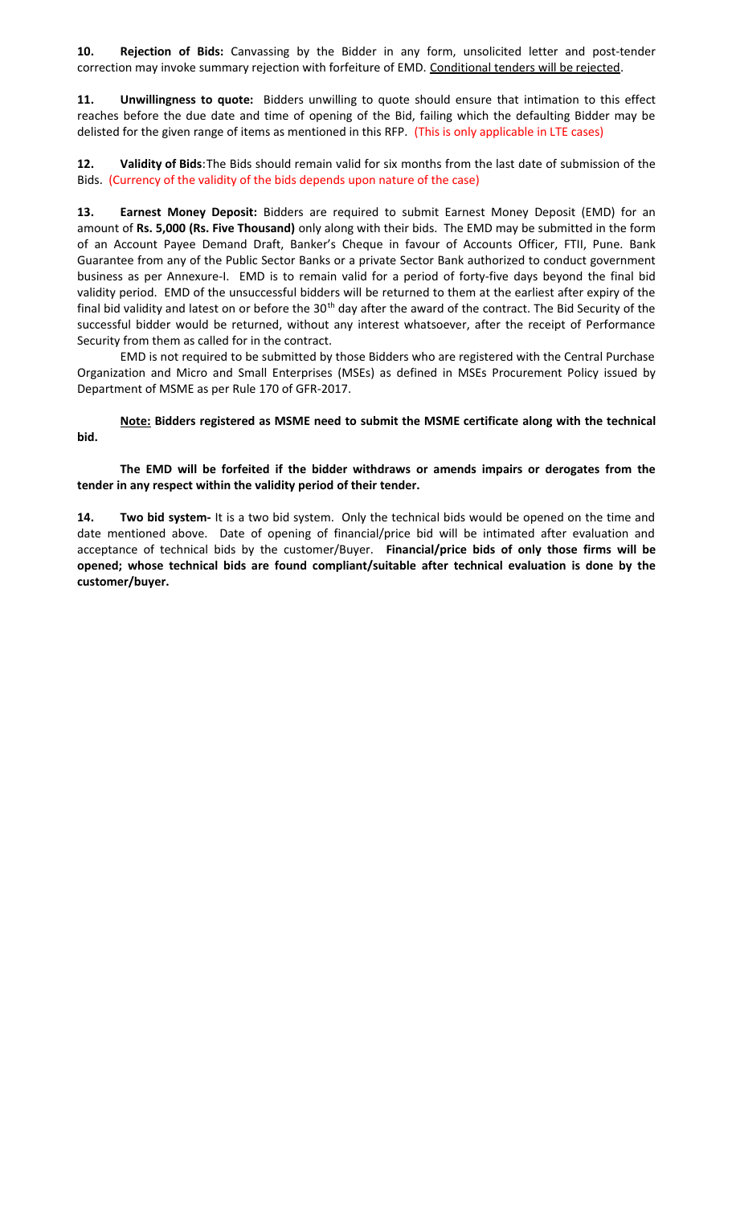**10. Rejection of Bids:** Canvassing by the Bidder in any form, unsolicited letter and post-tender correction may invoke summary rejection with forfeiture of EMD. Conditional tenders will be rejected.

**11. Unwillingness to quote:** Bidders unwilling to quote should ensure that intimation to this effect reaches before the due date and time of opening of the Bid, failing which the defaulting Bidder may be delisted for the given range of items as mentioned in this RFP. (This is only applicable in LTE cases)

**12. Validity of Bids**:The Bids should remain valid for six months from the last date of submission of the Bids. (Currency of the validity of the bids depends upon nature of the case)

**13. Earnest Money Deposit:** Bidders are required to submit Earnest Money Deposit (EMD) for an amount of **Rs. 5,000 (Rs. Five Thousand)** only along with their bids. The EMD may be submitted in the form of an Account Payee Demand Draft, Banker's Cheque in favour of Accounts Officer, FTII, Pune. Bank Guarantee from any of the Public Sector Banks or a private Sector Bank authorized to conduct government business as per Annexure-I. EMD is to remain valid for a period of forty-five days beyond the final bid validity period. EMD of the unsuccessful bidders will be returned to them at the earliest after expiry of the final bid validity and latest on or before the 30th day after the award of the contract. The Bid Security of the successful bidder would be returned, without any interest whatsoever, after the receipt of Performance Security from them as called for in the contract.

EMD is not required to be submitted by those Bidders who are registered with the Central Purchase Organization and Micro and Small Enterprises (MSEs) as defined in MSEs Procurement Policy issued by Department of MSME as per Rule 170 of GFR-2017.

**Note: Bidders registered as MSME need to submit the MSME certificate along with the technical bid.**

**The EMD will be forfeited if the bidder withdraws or amends impairs or derogates from the tender in any respect within the validity period of their tender.**

**14. Two bid system-** It is a two bid system. Only the technical bids would be opened on the time and date mentioned above. Date of opening of financial/price bid will be intimated after evaluation and acceptance of technical bids by the customer/Buyer. **Financial/price bids of only those firms will be opened; whose technical bids are found compliant/suitable after technical evaluation is done by the customer/buyer.**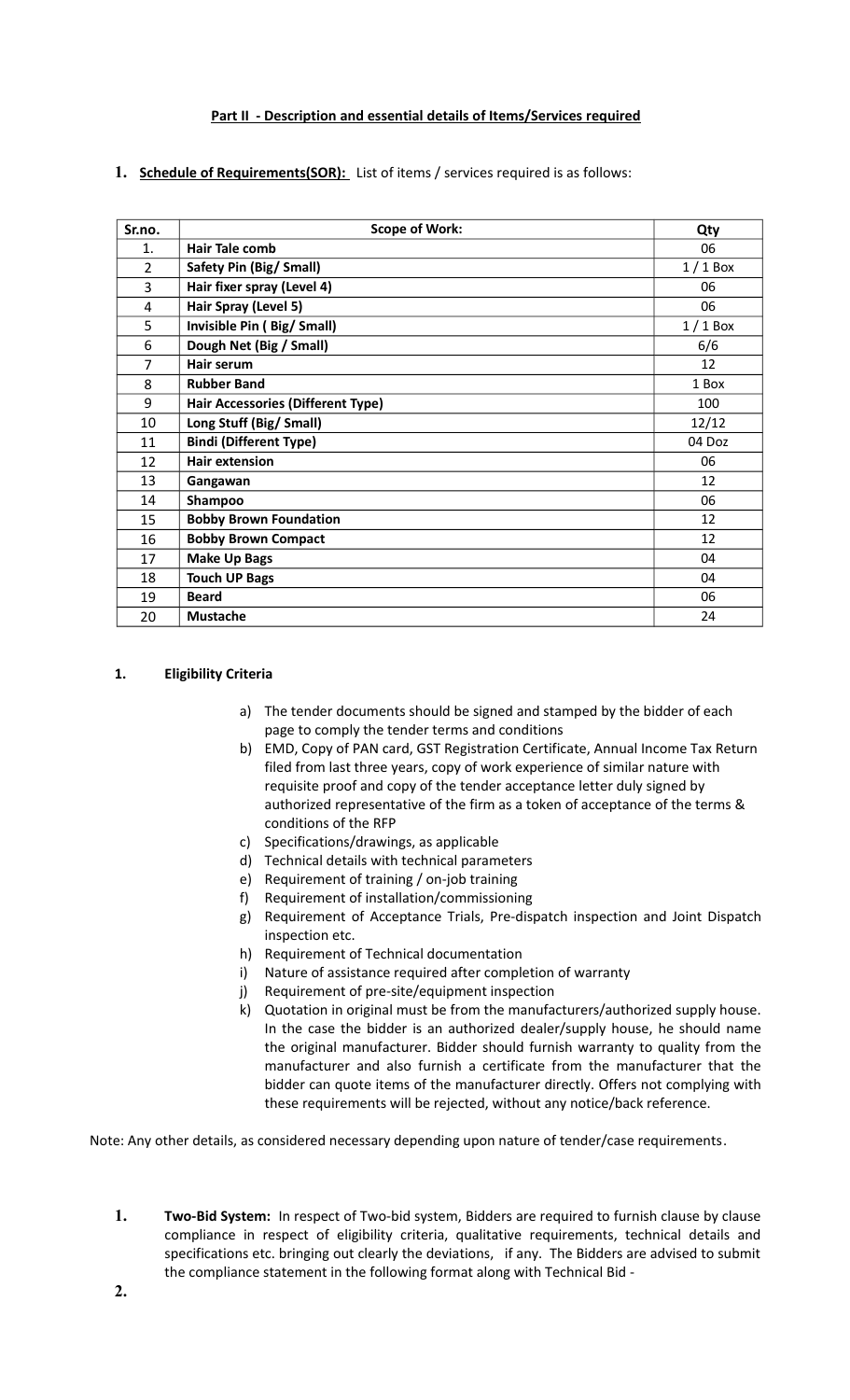**Part II - Description and essential details of Items/Services required**

1. **Schedule of Requirements(SOR):** List of items / services required is as follows:

| Sr.no. | Scope of Work: | Qty |
|---|---|---|
| 1. | **Hair Tale comb** | 06 |
| 2 | **Safety Pin (Big/ Small)** | 1 / 1 Box |
| 3 | **Hair fixer spray (Level 4)** | 06 |
| 4 | **Hair Spray (Level 5)** | 06 |
| 5 | **Invisible Pin ( Big/ Small)** | 1 / 1 Box |
| 6 | **Dough Net (Big / Small)** | 6/6 |
| 7 | **Hair serum** | 12 |
| 8 | **Rubber Band** | 1 Box |
| 9 | **Hair Accessories (Different Type)** | 100 |
| 10 | **Long Stuff (Big/ Small)** | 12/12 |
| 11 | **Bindi (Different Type)** | 04 Doz |
| 12 | **Hair extension** | 06 |
| 13 | **Gangawan** | 12 |
| 14 | **Shampoo** | 06 |
| 15 | **Bobby Brown Foundation** | 12 |
| 16 | **Bobby Brown Compact** | 12 |
| 17 | **Make Up Bags** | 04 |
| 18 | **Touch UP Bags** | 04 |
| 19 | **Beard** | 06 |
| 20 | **Mustache** | 24 |

1. **Eligibility Criteria**

a) The tender documents should be signed and stamped by the bidder of each page to comply the tender terms and conditions
b) EMD, Copy of PAN card, GST Registration Certificate, Annual Income Tax Return filed from last three years, copy of work experience of similar nature with requisite proof and copy of the tender acceptance letter duly signed by authorized representative of the firm as a token of acceptance of the terms & conditions of the RFP
c) Specifications/drawings, as applicable
d) Technical details with technical parameters
e) Requirement of training / on-job training
f) Requirement of installation/commissioning
g) Requirement of Acceptance Trials, Pre-dispatch inspection and Joint Dispatch inspection etc.
h) Requirement of Technical documentation
i) Nature of assistance required after completion of warranty
j) Requirement of pre-site/equipment inspection
k) Quotation in original must be from the manufacturers/authorized supply house. In the case the bidder is an authorized dealer/supply house, he should name the original manufacturer. Bidder should furnish warranty to quality from the manufacturer and also furnish a certificate from the manufacturer that the bidder can quote items of the manufacturer directly. Offers not complying with these requirements will be rejected, without any notice/back reference.

Note: Any other details, as considered necessary depending upon nature of tender/case requirements.

1. **Two-Bid System:** In respect of Two-bid system, Bidders are required to furnish clause by clause compliance in respect of eligibility criteria, qualitative requirements, technical details and specifications etc. bringing out clearly the deviations, if any. The Bidders are advised to submit the compliance statement in the following format along with Technical Bid -

2.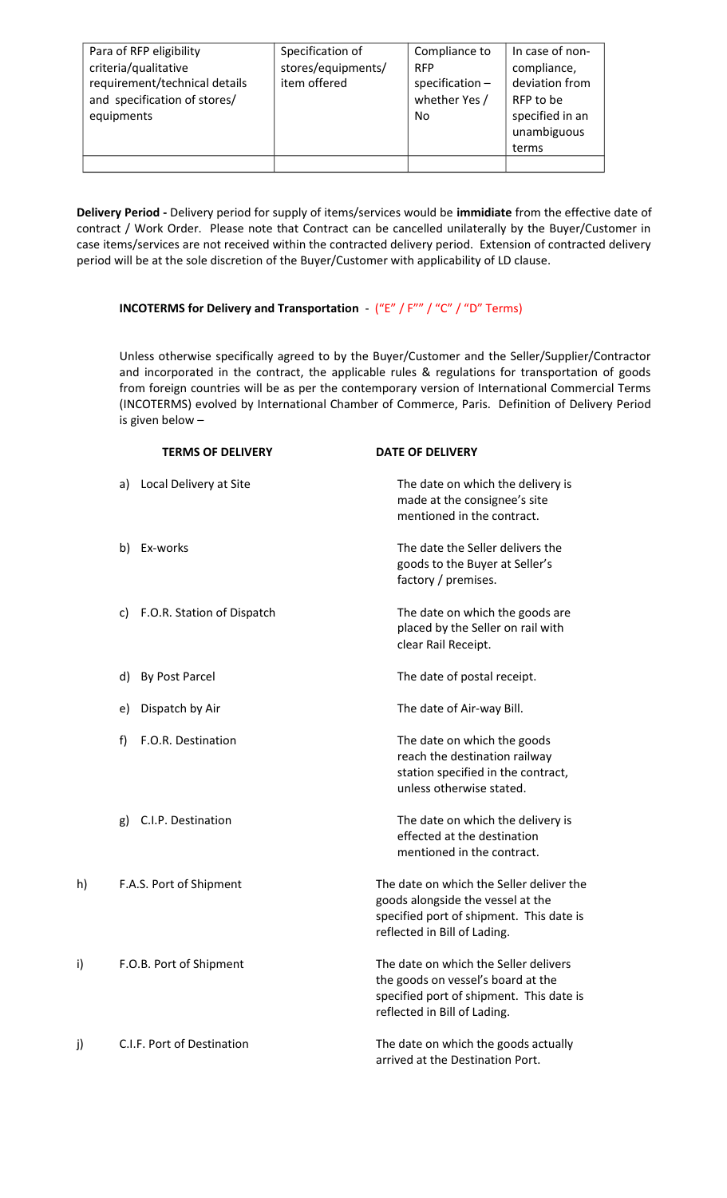| Para of RFP eligibility criteria/qualitative requirement/technical details and specification of stores/ equipments | Specification of stores/equipments/ item offered | Compliance to RFP specification – whether Yes / No | In case of non-compliance, deviation from RFP to be specified in an unambiguous terms |
|---|---|---|---|
| | | | |

**Delivery Period -** Delivery period for supply of items/services would be **immidiate** from the effective date of contract / Work Order. Please note that Contract can be cancelled unilaterally by the Buyer/Customer in case items/services are not received within the contracted delivery period. Extension of contracted delivery period will be at the sole discretion of the Buyer/Customer with applicability of LD clause.

**INCOTERMS for Delivery and Transportation** - ("E" / F"" / "C" / "D" Terms)

Unless otherwise specifically agreed to by the Buyer/Customer and the Seller/Supplier/Contractor and incorporated in the contract, the applicable rules & regulations for transportation of goods from foreign countries will be as per the contemporary version of International Commercial Terms (INCOTERMS) evolved by International Chamber of Commerce, Paris. Definition of Delivery Period is given below –

| **TERMS OF DELIVERY** | **DATE OF DELIVERY** |
|---|---|
| a) Local Delivery at Site | The date on which the delivery is made at the consignee's site mentioned in the contract. |
| b) Ex-works | The date the Seller delivers the goods to the Buyer at Seller's factory / premises. |
| c) F.O.R. Station of Dispatch | The date on which the goods are placed by the Seller on rail with clear Rail Receipt. |
| d) By Post Parcel | The date of postal receipt. |
| e) Dispatch by Air | The date of Air-way Bill. |
| f) F.O.R. Destination | The date on which the goods reach the destination railway station specified in the contract, unless otherwise stated. |
| g) C.I.P. Destination | The date on which the delivery is effected at the destination mentioned in the contract. |
| h) F.A.S. Port of Shipment | The date on which the Seller deliver the goods alongside the vessel at the specified port of shipment. This date is reflected in Bill of Lading. |
| i) F.O.B. Port of Shipment | The date on which the Seller delivers the goods on vessel's board at the specified port of shipment. This date is reflected in Bill of Lading. |
| j) C.I.F. Port of Destination | The date on which the goods actually arrived at the Destination Port. |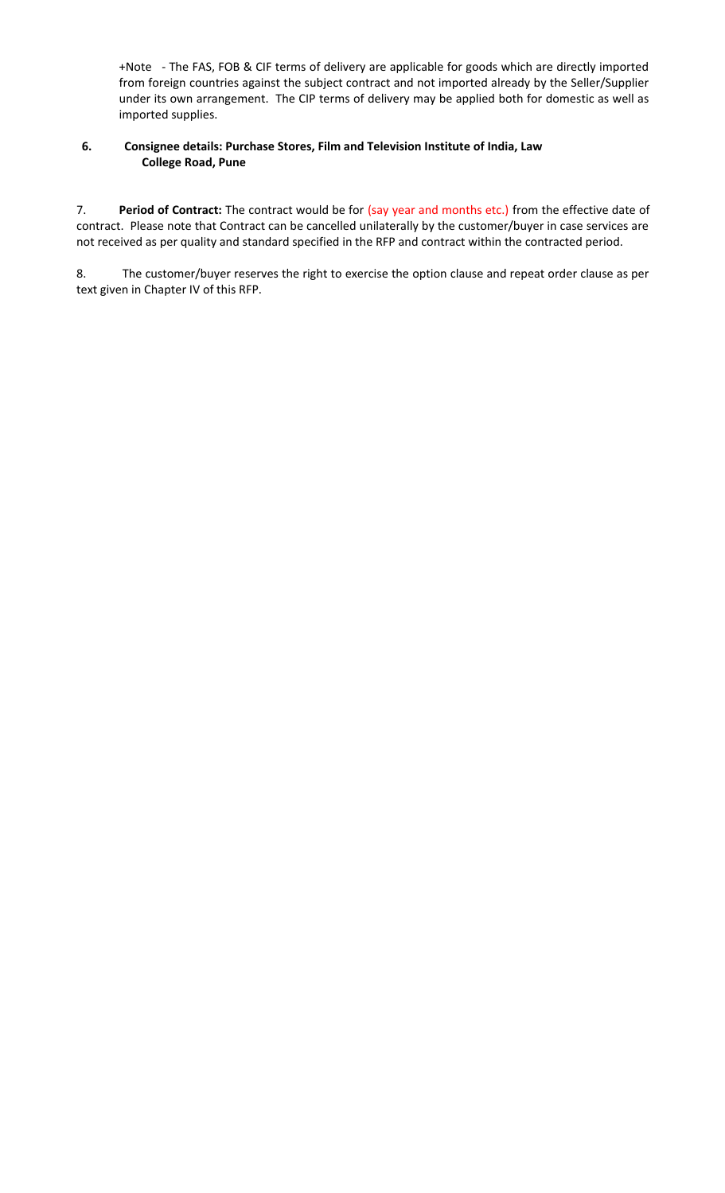+Note - The FAS, FOB & CIF terms of delivery are applicable for goods which are directly imported from foreign countries against the subject contract and not imported already by the Seller/Supplier under its own arrangement. The CIP terms of delivery may be applied both for domestic as well as imported supplies.

**6. Consignee details: Purchase Stores, Film and Television Institute of India, Law College Road, Pune**

7. **Period of Contract:** The contract would be for (say year and months etc.) from the effective date of contract. Please note that Contract can be cancelled unilaterally by the customer/buyer in case services are not received as per quality and standard specified in the RFP and contract within the contracted period.

8. The customer/buyer reserves the right to exercise the option clause and repeat order clause as per text given in Chapter IV of this RFP.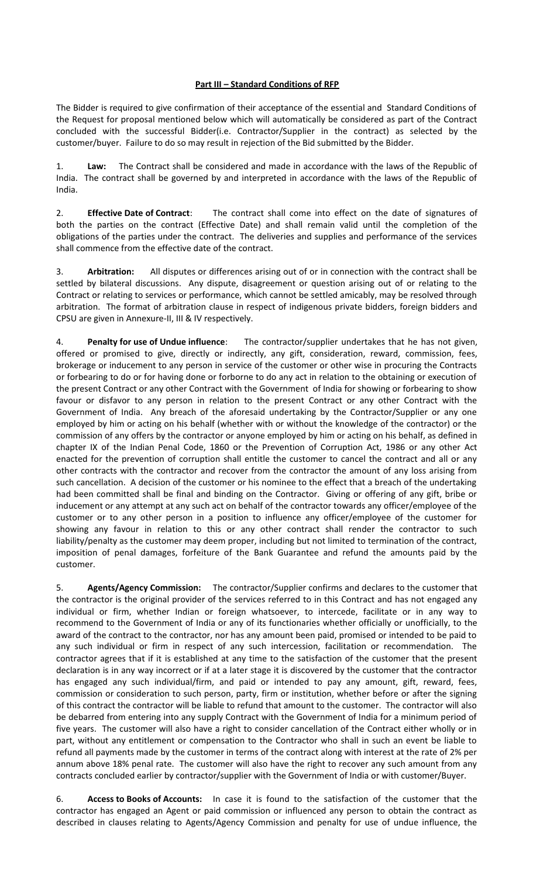**Part III – Standard Conditions of RFP**

The Bidder is required to give confirmation of their acceptance of the essential and Standard Conditions of the Request for proposal mentioned below which will automatically be considered as part of the Contract concluded with the successful Bidder(i.e. Contractor/Supplier in the contract) as selected by the customer/buyer. Failure to do so may result in rejection of the Bid submitted by the Bidder.

1. **Law:** The Contract shall be considered and made in accordance with the laws of the Republic of India. The contract shall be governed by and interpreted in accordance with the laws of the Republic of India.

2. **Effective Date of Contract**: The contract shall come into effect on the date of signatures of both the parties on the contract (Effective Date) and shall remain valid until the completion of the obligations of the parties under the contract. The deliveries and supplies and performance of the services shall commence from the effective date of the contract.

3. **Arbitration:** All disputes or differences arising out of or in connection with the contract shall be settled by bilateral discussions. Any dispute, disagreement or question arising out of or relating to the Contract or relating to services or performance, which cannot be settled amicably, may be resolved through arbitration. The format of arbitration clause in respect of indigenous private bidders, foreign bidders and CPSU are given in Annexure-II, III & IV respectively.

4. **Penalty for use of Undue influence**: The contractor/supplier undertakes that he has not given, offered or promised to give, directly or indirectly, any gift, consideration, reward, commission, fees, brokerage or inducement to any person in service of the customer or other wise in procuring the Contracts or forbearing to do or for having done or forborne to do any act in relation to the obtaining or execution of the present Contract or any other Contract with the Government of India for showing or forbearing to show favour or disfavor to any person in relation to the present Contract or any other Contract with the Government of India. Any breach of the aforesaid undertaking by the Contractor/Supplier or any one employed by him or acting on his behalf (whether with or without the knowledge of the contractor) or the commission of any offers by the contractor or anyone employed by him or acting on his behalf, as defined in chapter IX of the Indian Penal Code, 1860 or the Prevention of Corruption Act, 1986 or any other Act enacted for the prevention of corruption shall entitle the customer to cancel the contract and all or any other contracts with the contractor and recover from the contractor the amount of any loss arising from such cancellation. A decision of the customer or his nominee to the effect that a breach of the undertaking had been committed shall be final and binding on the Contractor. Giving or offering of any gift, bribe or inducement or any attempt at any such act on behalf of the contractor towards any officer/employee of the customer or to any other person in a position to influence any officer/employee of the customer for showing any favour in relation to this or any other contract shall render the contractor to such liability/penalty as the customer may deem proper, including but not limited to termination of the contract, imposition of penal damages, forfeiture of the Bank Guarantee and refund the amounts paid by the customer.

5. **Agents/Agency Commission:** The contractor/Supplier confirms and declares to the customer that the contractor is the original provider of the services referred to in this Contract and has not engaged any individual or firm, whether Indian or foreign whatsoever, to intercede, facilitate or in any way to recommend to the Government of India or any of its functionaries whether officially or unofficially, to the award of the contract to the contractor, nor has any amount been paid, promised or intended to be paid to any such individual or firm in respect of any such intercession, facilitation or recommendation. The contractor agrees that if it is established at any time to the satisfaction of the customer that the present declaration is in any way incorrect or if at a later stage it is discovered by the customer that the contractor has engaged any such individual/firm, and paid or intended to pay any amount, gift, reward, fees, commission or consideration to such person, party, firm or institution, whether before or after the signing of this contract the contractor will be liable to refund that amount to the customer. The contractor will also be debarred from entering into any supply Contract with the Government of India for a minimum period of five years. The customer will also have a right to consider cancellation of the Contract either wholly or in part, without any entitlement or compensation to the Contractor who shall in such an event be liable to refund all payments made by the customer in terms of the contract along with interest at the rate of 2% per annum above 18% penal rate. The customer will also have the right to recover any such amount from any contracts concluded earlier by contractor/supplier with the Government of India or with customer/Buyer.

6. **Access to Books of Accounts:** In case it is found to the satisfaction of the customer that the contractor has engaged an Agent or paid commission or influenced any person to obtain the contract as described in clauses relating to Agents/Agency Commission and penalty for use of undue influence, the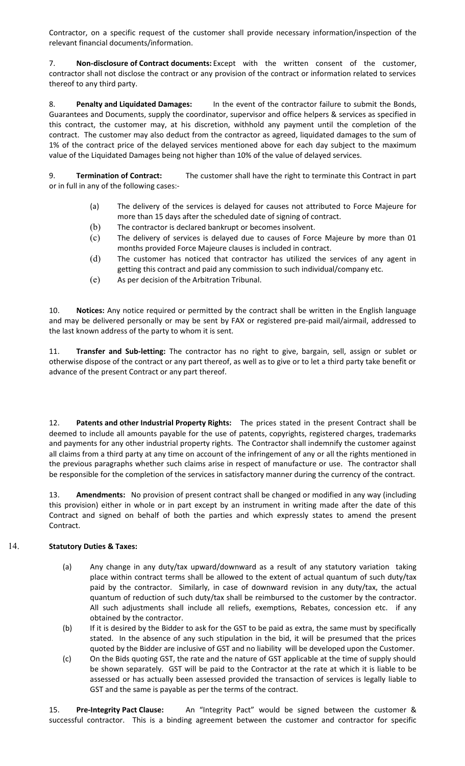Contractor, on a specific request of the customer shall provide necessary information/inspection of the relevant financial documents/information.

7. **Non-disclosure of Contract documents:** Except with the written consent of the customer, contractor shall not disclose the contract or any provision of the contract or information related to services thereof to any third party.

8. **Penalty and Liquidated Damages:** In the event of the contractor failure to submit the Bonds, Guarantees and Documents, supply the coordinator, supervisor and office helpers & services as specified in this contract, the customer may, at his discretion, withhold any payment until the completion of the contract. The customer may also deduct from the contractor as agreed, liquidated damages to the sum of 1% of the contract price of the delayed services mentioned above for each day subject to the maximum value of the Liquidated Damages being not higher than 10% of the value of delayed services.

9. **Termination of Contract:** The customer shall have the right to terminate this Contract in part or in full in any of the following cases:-

(a) The delivery of the services is delayed for causes not attributed to Force Majeure for more than 15 days after the scheduled date of signing of contract.

(b) The contractor is declared bankrupt or becomes insolvent.

(c) The delivery of services is delayed due to causes of Force Majeure by more than 01 months provided Force Majeure clauses is included in contract.

(d) The customer has noticed that contractor has utilized the services of any agent in getting this contract and paid any commission to such individual/company etc.

(e) As per decision of the Arbitration Tribunal.

10. **Notices:** Any notice required or permitted by the contract shall be written in the English language and may be delivered personally or may be sent by FAX or registered pre-paid mail/airmail, addressed to the last known address of the party to whom it is sent.

11. **Transfer and Sub-letting:** The contractor has no right to give, bargain, sell, assign or sublet or otherwise dispose of the contract or any part thereof, as well as to give or to let a third party take benefit or advance of the present Contract or any part thereof.

12. **Patents and other Industrial Property Rights:** The prices stated in the present Contract shall be deemed to include all amounts payable for the use of patents, copyrights, registered charges, trademarks and payments for any other industrial property rights. The Contractor shall indemnify the customer against all claims from a third party at any time on account of the infringement of any or all the rights mentioned in the previous paragraphs whether such claims arise in respect of manufacture or use. The contractor shall be responsible for the completion of the services in satisfactory manner during the currency of the contract.

13. **Amendments:** No provision of present contract shall be changed or modified in any way (including this provision) either in whole or in part except by an instrument in writing made after the date of this Contract and signed on behalf of both the parties and which expressly states to amend the present Contract.

14. **Statutory Duties & Taxes:**

(a) Any change in any duty/tax upward/downward as a result of any statutory variation taking place within contract terms shall be allowed to the extent of actual quantum of such duty/tax paid by the contractor. Similarly, in case of downward revision in any duty/tax, the actual quantum of reduction of such duty/tax shall be reimbursed to the customer by the contractor. All such adjustments shall include all reliefs, exemptions, Rebates, concession etc. if any obtained by the contractor.

(b) If it is desired by the Bidder to ask for the GST to be paid as extra, the same must by specifically stated. In the absence of any such stipulation in the bid, it will be presumed that the prices quoted by the Bidder are inclusive of GST and no liability will be developed upon the Customer.

(c) On the Bids quoting GST, the rate and the nature of GST applicable at the time of supply should be shown separately. GST will be paid to the Contractor at the rate at which it is liable to be assessed or has actually been assessed provided the transaction of services is legally liable to GST and the same is payable as per the terms of the contract.

15. **Pre-Integrity Pact Clause:** An "Integrity Pact" would be signed between the customer & successful contractor. This is a binding agreement between the customer and contractor for specific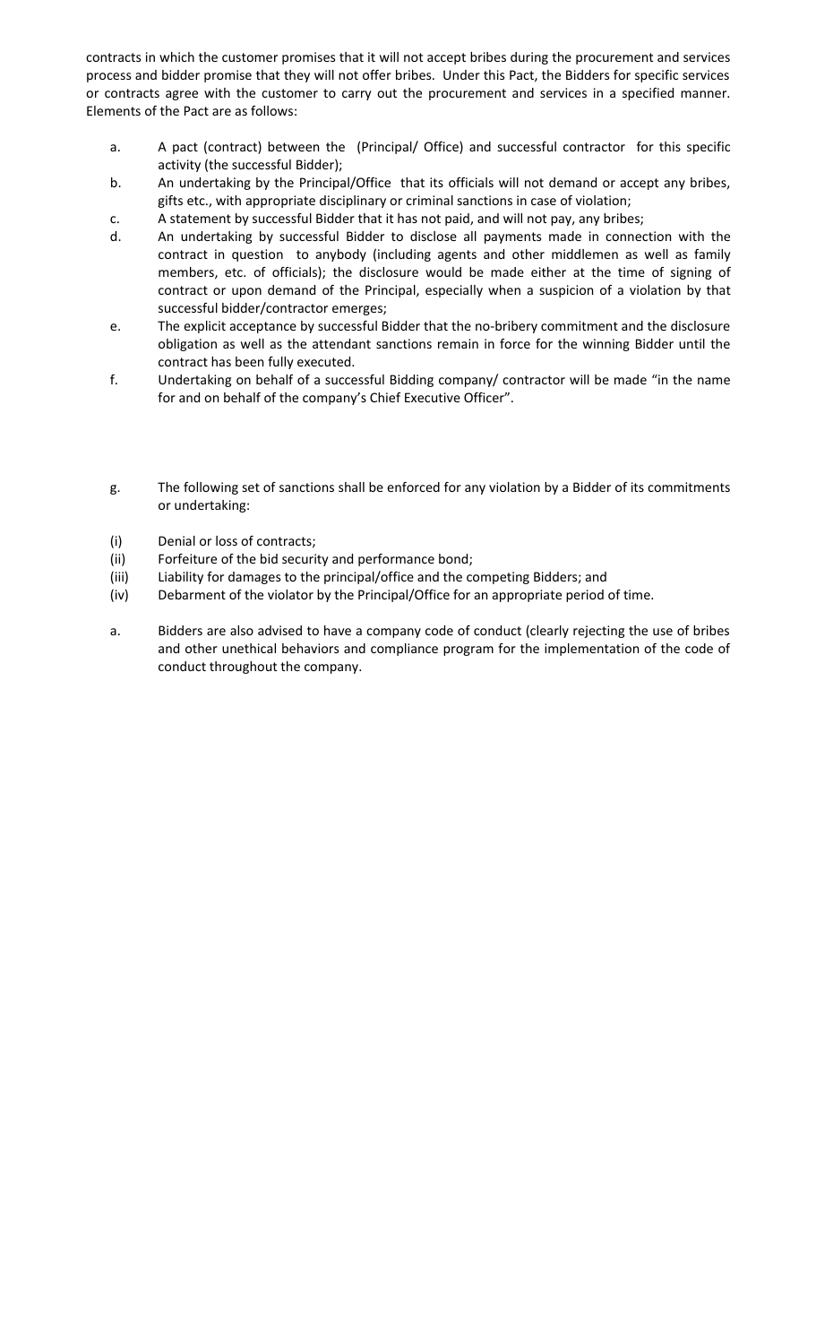contracts in which the customer promises that it will not accept bribes during the procurement and services process and bidder promise that they will not offer bribes. Under this Pact, the Bidders for specific services or contracts agree with the customer to carry out the procurement and services in a specified manner. Elements of the Pact are as follows:

a. A pact (contract) between the (Principal/ Office) and successful contractor for this specific activity (the successful Bidder);

b. An undertaking by the Principal/Office that its officials will not demand or accept any bribes, gifts etc., with appropriate disciplinary or criminal sanctions in case of violation;

c. A statement by successful Bidder that it has not paid, and will not pay, any bribes;

d. An undertaking by successful Bidder to disclose all payments made in connection with the contract in question to anybody (including agents and other middlemen as well as family members, etc. of officials); the disclosure would be made either at the time of signing of contract or upon demand of the Principal, especially when a suspicion of a violation by that successful bidder/contractor emerges;

e. The explicit acceptance by successful Bidder that the no-bribery commitment and the disclosure obligation as well as the attendant sanctions remain in force for the winning Bidder until the contract has been fully executed.

f. Undertaking on behalf of a successful Bidding company/ contractor will be made "in the name for and on behalf of the company's Chief Executive Officer".

g. The following set of sanctions shall be enforced for any violation by a Bidder of its commitments or undertaking:

(i) Denial or loss of contracts;

(ii) Forfeiture of the bid security and performance bond;

(iii) Liability for damages to the principal/office and the competing Bidders; and

(iv) Debarment of the violator by the Principal/Office for an appropriate period of time.

a. Bidders are also advised to have a company code of conduct (clearly rejecting the use of bribes and other unethical behaviors and compliance program for the implementation of the code of conduct throughout the company.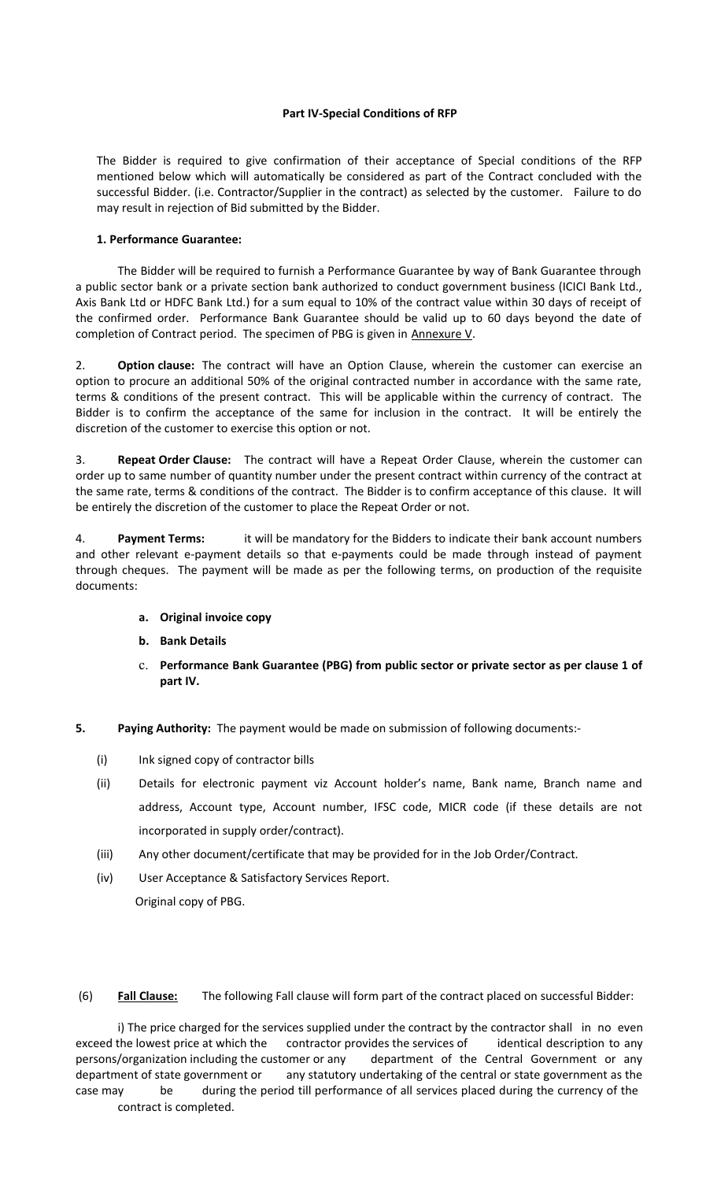**Part IV-Special Conditions of RFP**

The Bidder is required to give confirmation of their acceptance of Special conditions of the RFP mentioned below which will automatically be considered as part of the Contract concluded with the successful Bidder. (i.e. Contractor/Supplier in the contract) as selected by the customer. Failure to do may result in rejection of Bid submitted by the Bidder.

**1. Performance Guarantee:**

The Bidder will be required to furnish a Performance Guarantee by way of Bank Guarantee through a public sector bank or a private section bank authorized to conduct government business (ICICI Bank Ltd., Axis Bank Ltd or HDFC Bank Ltd.) for a sum equal to 10% of the contract value within 30 days of receipt of the confirmed order. Performance Bank Guarantee should be valid up to 60 days beyond the date of completion of Contract period. The specimen of PBG is given in Annexure V.

2. **Option clause:** The contract will have an Option Clause, wherein the customer can exercise an option to procure an additional 50% of the original contracted number in accordance with the same rate, terms & conditions of the present contract. This will be applicable within the currency of contract. The Bidder is to confirm the acceptance of the same for inclusion in the contract. It will be entirely the discretion of the customer to exercise this option or not.

3. **Repeat Order Clause:** The contract will have a Repeat Order Clause, wherein the customer can order up to same number of quantity number under the present contract within currency of the contract at the same rate, terms & conditions of the contract. The Bidder is to confirm acceptance of this clause. It will be entirely the discretion of the customer to place the Repeat Order or not.

4. **Payment Terms:** it will be mandatory for the Bidders to indicate their bank account numbers and other relevant e-payment details so that e-payments could be made through instead of payment through cheques. The payment will be made as per the following terms, on production of the requisite documents:

- **a. Original invoice copy**
- **b. Bank Details**
- **c. Performance Bank Guarantee (PBG) from public sector or private sector as per clause 1 of part IV.**

**5. Paying Authority:** The payment would be made on submission of following documents:-

(i) Ink signed copy of contractor bills

(ii) Details for electronic payment viz Account holder's name, Bank name, Branch name and address, Account type, Account number, IFSC code, MICR code (if these details are not incorporated in supply order/contract).

(iii) Any other document/certificate that may be provided for in the Job Order/Contract.

(iv) User Acceptance & Satisfactory Services Report.

Original copy of PBG.

(6) **Fall Clause:** The following Fall clause will form part of the contract placed on successful Bidder:

i) The price charged for the services supplied under the contract by the contractor shall in no even exceed the lowest price at which the contractor provides the services of identical description to any persons/organization including the customer or any department of the Central Government or any department of state government or any statutory undertaking of the central or state government as the case may be during the period till performance of all services placed during the currency of the contract is completed.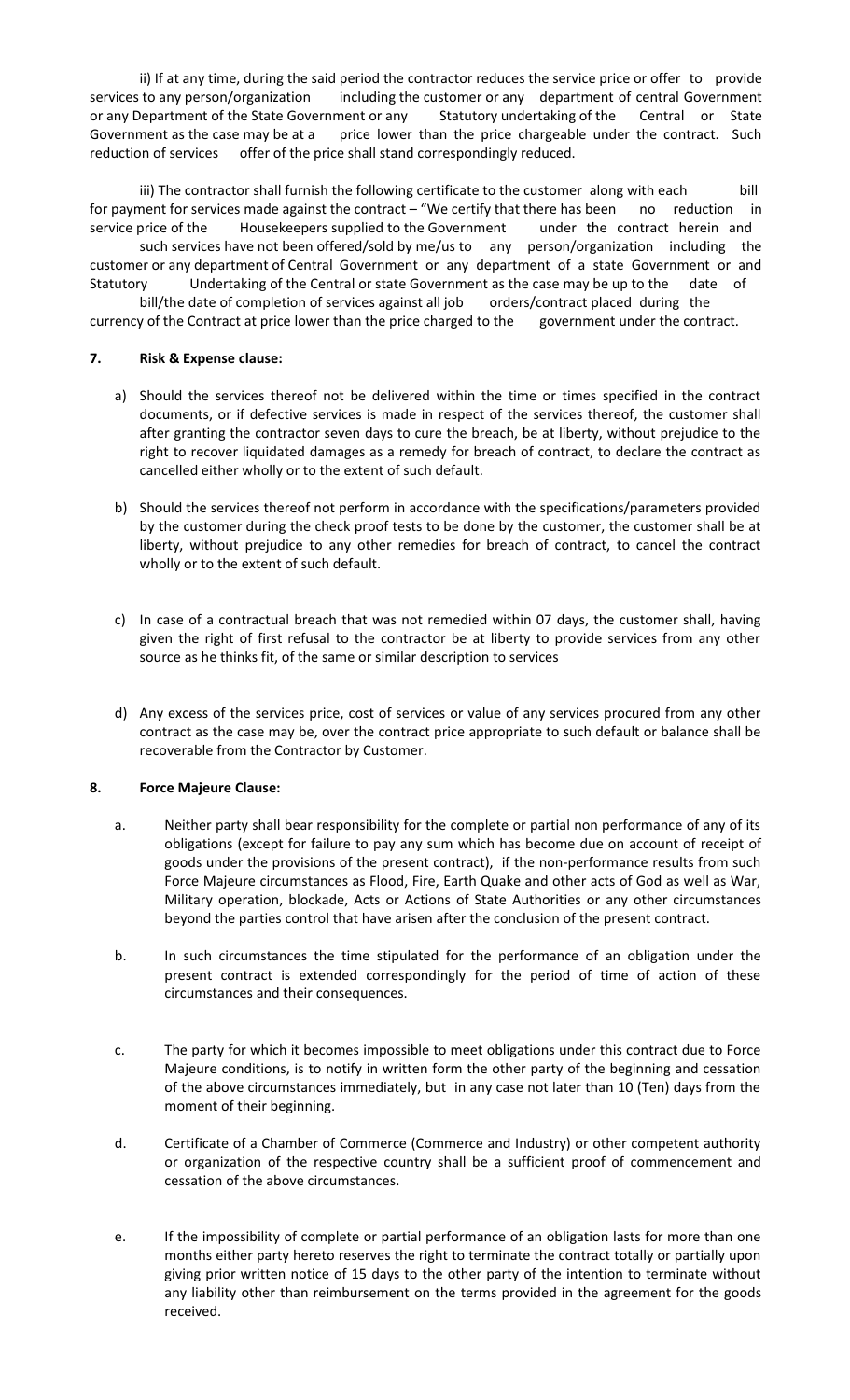ii) If at any time, during the said period the contractor reduces the service price or offer to provide services to any person/organization including the customer or any department of central Government or any Department of the State Government or any Statutory undertaking of the Central or State Government as the case may be at a price lower than the price chargeable under the contract. Such reduction of services offer of the price shall stand correspondingly reduced.

iii) The contractor shall furnish the following certificate to the customer along with each bill for payment for services made against the contract – "We certify that there has been no reduction in service price of the Housekeepers supplied to the Government under the contract herein and such services have not been offered/sold by me/us to any person/organization including the customer or any department of Central Government or any department of a state Government or and Statutory Undertaking of the Central or state Government as the case may be up to the date of bill/the date of completion of services against all job orders/contract placed during the currency of the Contract at price lower than the price charged to the government under the contract.

**7. Risk & Expense clause:**

a) Should the services thereof not be delivered within the time or times specified in the contract documents, or if defective services is made in respect of the services thereof, the customer shall after granting the contractor seven days to cure the breach, be at liberty, without prejudice to the right to recover liquidated damages as a remedy for breach of contract, to declare the contract as cancelled either wholly or to the extent of such default.

b) Should the services thereof not perform in accordance with the specifications/parameters provided by the customer during the check proof tests to be done by the customer, the customer shall be at liberty, without prejudice to any other remedies for breach of contract, to cancel the contract wholly or to the extent of such default.

c) In case of a contractual breach that was not remedied within 07 days, the customer shall, having given the right of first refusal to the contractor be at liberty to provide services from any other source as he thinks fit, of the same or similar description to services

d) Any excess of the services price, cost of services or value of any services procured from any other contract as the case may be, over the contract price appropriate to such default or balance shall be recoverable from the Contractor by Customer.

**8. Force Majeure Clause:**

a. Neither party shall bear responsibility for the complete or partial non performance of any of its obligations (except for failure to pay any sum which has become due on account of receipt of goods under the provisions of the present contract), if the non-performance results from such Force Majeure circumstances as Flood, Fire, Earth Quake and other acts of God as well as War, Military operation, blockade, Acts or Actions of State Authorities or any other circumstances beyond the parties control that have arisen after the conclusion of the present contract.

b. In such circumstances the time stipulated for the performance of an obligation under the present contract is extended correspondingly for the period of time of action of these circumstances and their consequences.

c. The party for which it becomes impossible to meet obligations under this contract due to Force Majeure conditions, is to notify in written form the other party of the beginning and cessation of the above circumstances immediately, but in any case not later than 10 (Ten) days from the moment of their beginning.

d. Certificate of a Chamber of Commerce (Commerce and Industry) or other competent authority or organization of the respective country shall be a sufficient proof of commencement and cessation of the above circumstances.

e. If the impossibility of complete or partial performance of an obligation lasts for more than one months either party hereto reserves the right to terminate the contract totally or partially upon giving prior written notice of 15 days to the other party of the intention to terminate without any liability other than reimbursement on the terms provided in the agreement for the goods received.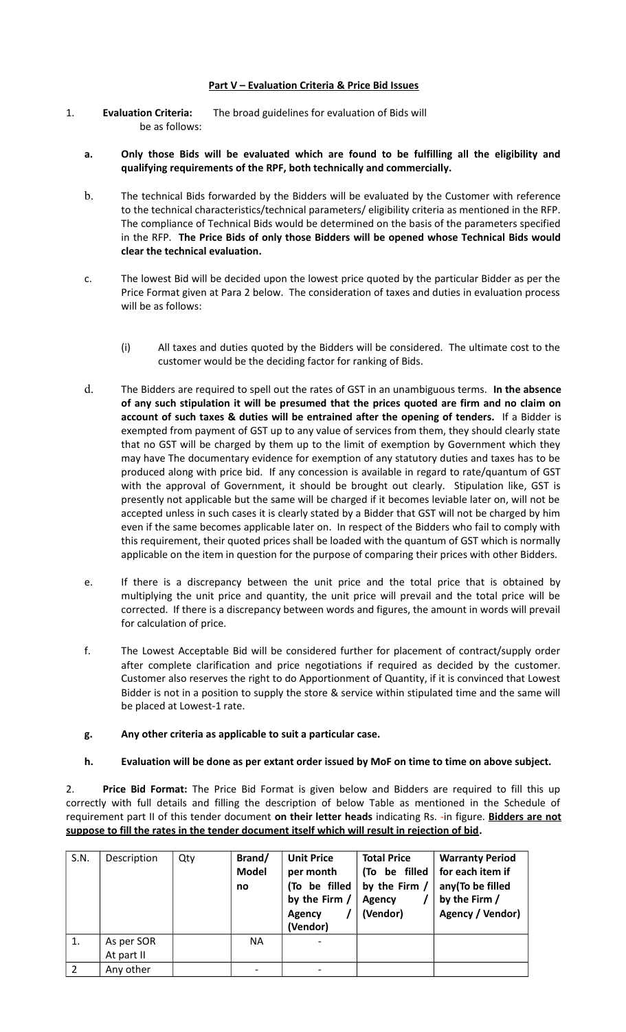**Part V – Evaluation Criteria & Price Bid Issues**

1. **Evaluation Criteria:** The broad guidelines for evaluation of Bids will be as follows:

   **a. Only those Bids will be evaluated which are found to be fulfilling all the eligibility and qualifying requirements of the RPF, both technically and commercially.**

   b. The technical Bids forwarded by the Bidders will be evaluated by the Customer with reference to the technical characteristics/technical parameters/ eligibility criteria as mentioned in the RFP. The compliance of Technical Bids would be determined on the basis of the parameters specified in the RFP. **The Price Bids of only those Bidders will be opened whose Technical Bids would clear the technical evaluation.**

   c. The lowest Bid will be decided upon the lowest price quoted by the particular Bidder as per the Price Format given at Para 2 below. The consideration of taxes and duties in evaluation process will be as follows:

      (i) All taxes and duties quoted by the Bidders will be considered. The ultimate cost to the customer would be the deciding factor for ranking of Bids.

   d. The Bidders are required to spell out the rates of GST in an unambiguous terms. **In the absence of any such stipulation it will be presumed that the prices quoted are firm and no claim on account of such taxes & duties will be entrained after the opening of tenders.** If a Bidder is exempted from payment of GST up to any value of services from them, they should clearly state that no GST will be charged by them up to the limit of exemption by Government which they may have The documentary evidence for exemption of any statutory duties and taxes has to be produced along with price bid. If any concession is available in regard to rate/quantum of GST with the approval of Government, it should be brought out clearly. Stipulation like, GST is presently not applicable but the same will be charged if it becomes leviable later on, will not be accepted unless in such cases it is clearly stated by a Bidder that GST will not be charged by him even if the same becomes applicable later on. In respect of the Bidders who fail to comply with this requirement, their quoted prices shall be loaded with the quantum of GST which is normally applicable on the item in question for the purpose of comparing their prices with other Bidders.

   e. If there is a discrepancy between the unit price and the total price that is obtained by multiplying the unit price and quantity, the unit price will prevail and the total price will be corrected. If there is a discrepancy between words and figures, the amount in words will prevail for calculation of price.

   f. The Lowest Acceptable Bid will be considered further for placement of contract/supply order after complete clarification and price negotiations if required as decided by the customer. Customer also reserves the right to do Apportionment of Quantity, if it is convinced that Lowest Bidder is not in a position to supply the store & service within stipulated time and the same will be placed at Lowest-1 rate.

   **g. Any other criteria as applicable to suit a particular case.**

   **h. Evaluation will be done as per extant order issued by MoF on time to time on above subject.**

2. **Price Bid Format:** The Price Bid Format is given below and Bidders are required to fill this up correctly with full details and filling the description of below Table as mentioned in the Schedule of requirement part II of this tender document **on their letter heads** indicating Rs. -in figure. **Bidders are not suppose to fill the rates in the tender document itself which will result in rejection of bid.**

| S.N. | Description | Qty | Brand/ Model no | Unit Price per month (To be filled by the Firm / Agency / (Vendor) | Total Price (To be filled by the Firm / Agency / (Vendor) | Warranty Period for each item if any(To be filled by the Firm / Agency / Vendor) |
|---|---|---|---|---|---|---|
| 1. | As per SOR At part II | | NA | - | | |
| 2 | Any other | | - | - | | |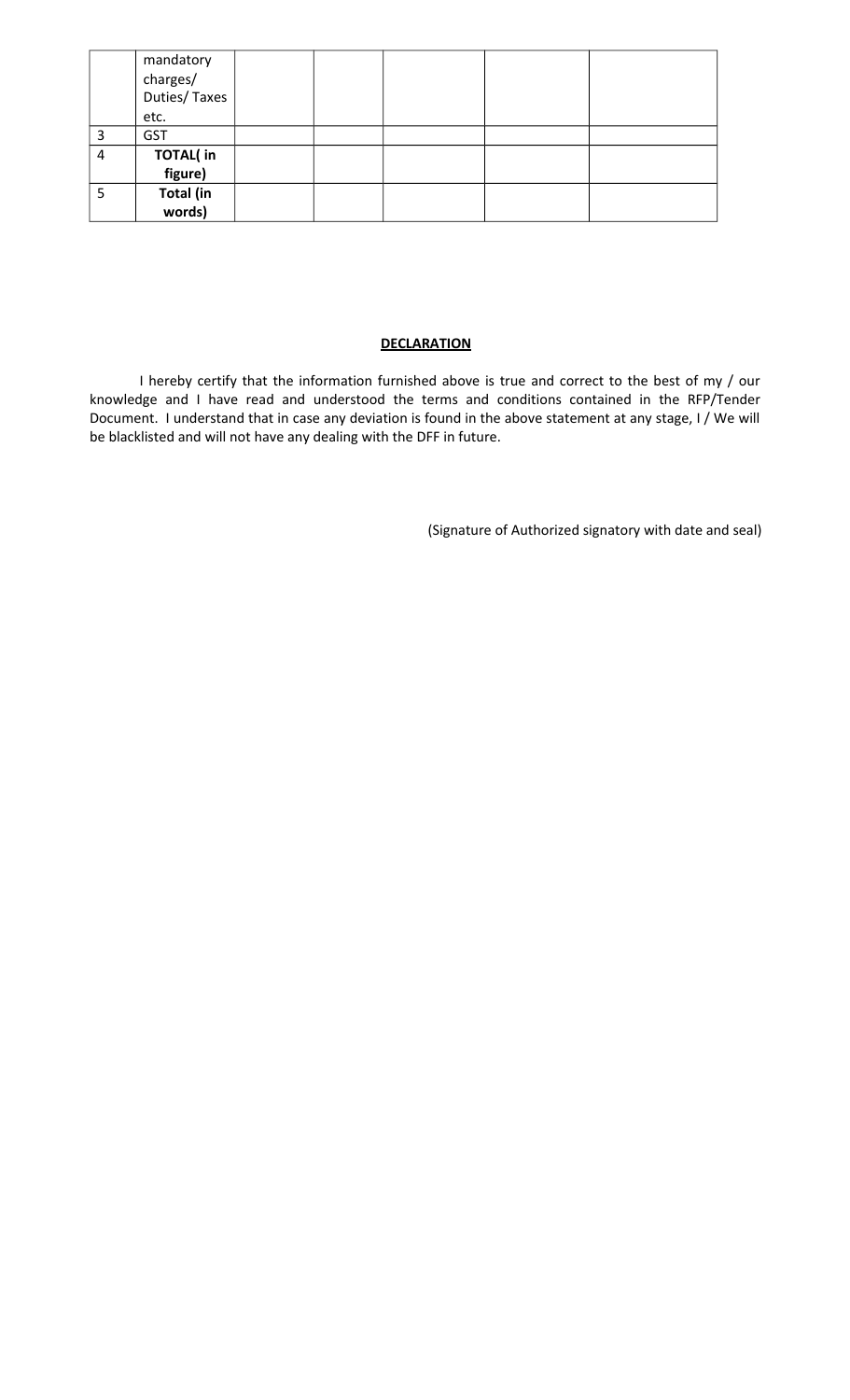| | | | | | | |
|---|---|---|---|---|---|---|
| | mandatory charges/ Duties/ Taxes etc. | | | | | |
| 3 | GST | | | | | |
| 4 | **TOTAL( in figure)** | | | | | |
| 5 | **Total (in words)** | | | | | |

**DECLARATION**

I hereby certify that the information furnished above is true and correct to the best of my / our knowledge and I have read and understood the terms and conditions contained in the RFP/Tender Document. I understand that in case any deviation is found in the above statement at any stage, I / We will be blacklisted and will not have any dealing with the DFF in future.

(Signature of Authorized signatory with date and seal)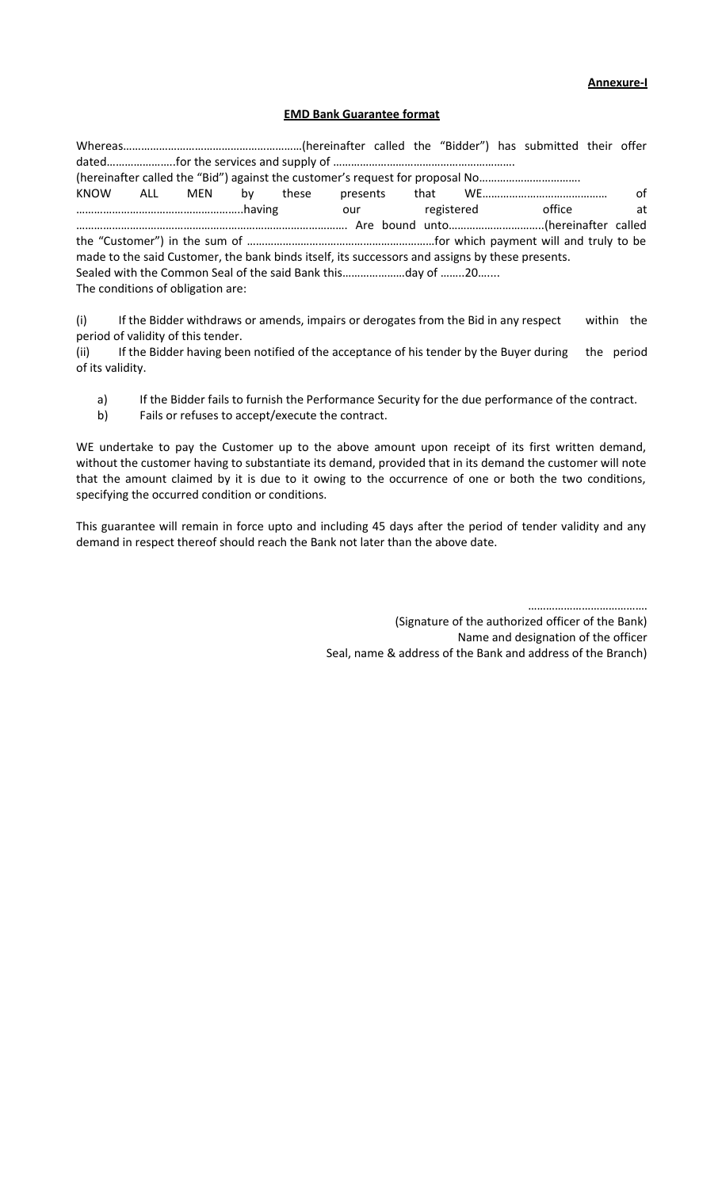**Annexure-I**

**EMD Bank Guarantee format**

Whereas……………………………………………………(hereinafter called the "Bidder") has submitted their offer dated…………………..for the services and supply of …………………………………………………… (hereinafter called the "Bid") against the customer's request for proposal No……………………………. KNOW ALL MEN by these presents that WE…………………………………… of ………………………………………………..having our registered office at ………………………………………………………………………………. Are bound unto…………………………..(hereinafter called the "Customer") in the sum of ………………………………………………………for which payment will and truly to be made to the said Customer, the bank binds itself, its successors and assigns by these presents.

Sealed with the Common Seal of the said Bank this…………………day of ……..20…....

The conditions of obligation are:

(i) If the Bidder withdraws or amends, impairs or derogates from the Bid in any respect within the period of validity of this tender.

(ii) If the Bidder having been notified of the acceptance of his tender by the Buyer during the period of its validity.

a) If the Bidder fails to furnish the Performance Security for the due performance of the contract.
b) Fails or refuses to accept/execute the contract.

WE undertake to pay the Customer up to the above amount upon receipt of its first written demand, without the customer having to substantiate its demand, provided that in its demand the customer will note that the amount claimed by it is due to it owing to the occurrence of one or both the two conditions, specifying the occurred condition or conditions.

This guarantee will remain in force upto and including 45 days after the period of tender validity and any demand in respect thereof should reach the Bank not later than the above date.

………………………………….
(Signature of the authorized officer of the Bank)
Name and designation of the officer
Seal, name & address of the Bank and address of the Branch)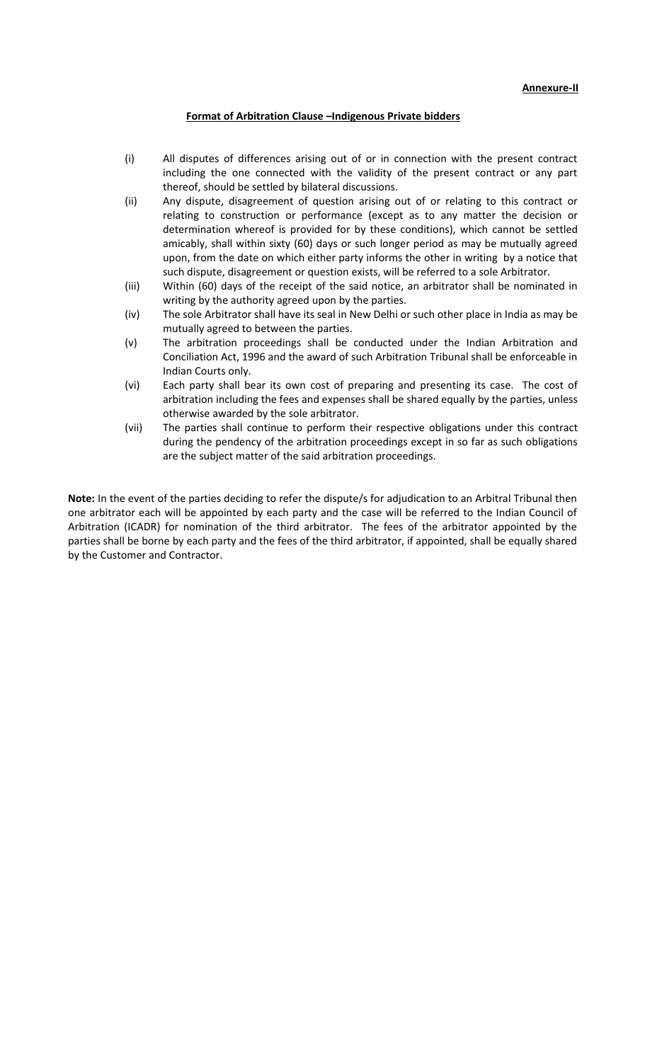**Annexure-II**

**Format of Arbitration Clause –Indigenous Private bidders**

(i) All disputes of differences arising out of or in connection with the present contract including the one connected with the validity of the present contract or any part thereof, should be settled by bilateral discussions.

(ii) Any dispute, disagreement of question arising out of or relating to this contract or relating to construction or performance (except as to any matter the decision or determination whereof is provided for by these conditions), which cannot be settled amicably, shall within sixty (60) days or such longer period as may be mutually agreed upon, from the date on which either party informs the other in writing by a notice that such dispute, disagreement or question exists, will be referred to a sole Arbitrator.

(iii) Within (60) days of the receipt of the said notice, an arbitrator shall be nominated in writing by the authority agreed upon by the parties.

(iv) The sole Arbitrator shall have its seal in New Delhi or such other place in India as may be mutually agreed to between the parties.

(v) The arbitration proceedings shall be conducted under the Indian Arbitration and Conciliation Act, 1996 and the award of such Arbitration Tribunal shall be enforceable in Indian Courts only.

(vi) Each party shall bear its own cost of preparing and presenting its case. The cost of arbitration including the fees and expenses shall be shared equally by the parties, unless otherwise awarded by the sole arbitrator.

(vii) The parties shall continue to perform their respective obligations under this contract during the pendency of the arbitration proceedings except in so far as such obligations are the subject matter of the said arbitration proceedings.

**Note:** In the event of the parties deciding to refer the dispute/s for adjudication to an Arbitral Tribunal then one arbitrator each will be appointed by each party and the case will be referred to the Indian Council of Arbitration (ICADR) for nomination of the third arbitrator. The fees of the arbitrator appointed by the parties shall be borne by each party and the fees of the third arbitrator, if appointed, shall be equally shared by the Customer and Contractor.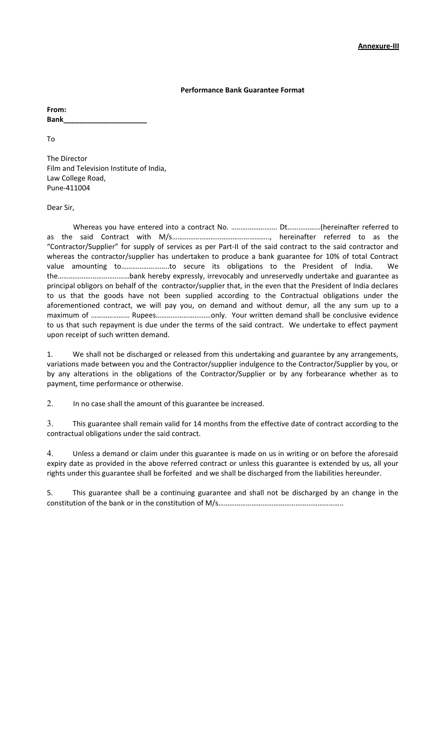**Annexure-III**

**Performance Bank Guarantee Format**

**From:**
**Bank_____________________**

To

The Director
Film and Television Institute of India,
Law College Road,
Pune-411004

Dear Sir,

Whereas you have entered into a contract No. ……………………. Dt………………(hereinafter referred to as the said Contract with M/s…………………………………………….., hereinafter referred to as the "Contractor/Supplier" for supply of services as per Part-II of the said contract to the said contractor and whereas the contractor/supplier has undertaken to produce a bank guarantee for 10% of total Contract value amounting to……………………..to secure its obligations to the President of India. We the…………………………………bank hereby expressly, irrevocably and unreservedly undertake and guarantee as principal obligors on behalf of the contractor/supplier that, in the even that the President of India declares to us that the goods have not been supplied according to the Contractual obligations under the aforementioned contract, we will pay you, on demand and without demur, all the any sum up to a maximum of ………………… Rupees………………………..only. Your written demand shall be conclusive evidence to us that such repayment is due under the terms of the said contract. We undertake to effect payment upon receipt of such written demand.

1. We shall not be discharged or released from this undertaking and guarantee by any arrangements, variations made between you and the Contractor/supplier indulgence to the Contractor/Supplier by you, or by any alterations in the obligations of the Contractor/Supplier or by any forbearance whether as to payment, time performance or otherwise.

2. In no case shall the amount of this guarantee be increased.

3. This guarantee shall remain valid for 14 months from the effective date of contract according to the contractual obligations under the said contract.

4. Unless a demand or claim under this guarantee is made on us in writing or on before the aforesaid expiry date as provided in the above referred contract or unless this guarantee is extended by us, all your rights under this guarantee shall be forfeited and we shall be discharged from the liabilities hereunder.

5. This guarantee shall be a continuing guarantee and shall not be discharged by an change in the constitution of the bank or in the constitution of M/s…………………………………………………………..